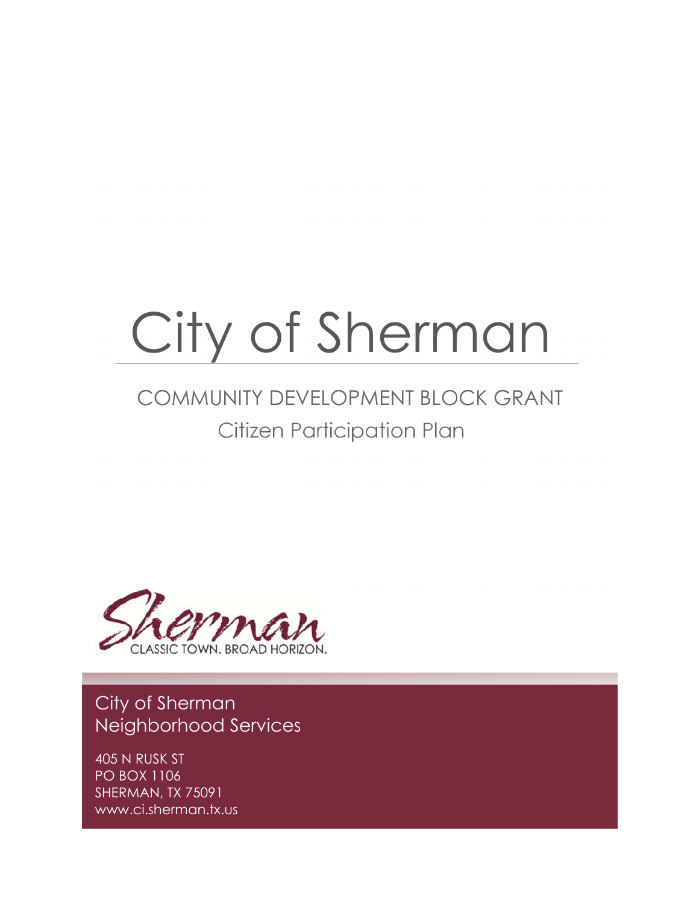# City of Sherman

## COMMUNITY DEVELOPMENT BLOCK GRANT

### Citizen Participation Plan

Sherman

CLASSIC TOWN. BROAD HORIZON.

City of Sherman
Neighborhood Services

405 N RUSK ST
PO BOX 1106
SHERMAN, TX 75091
www.ci.sherman.tx.us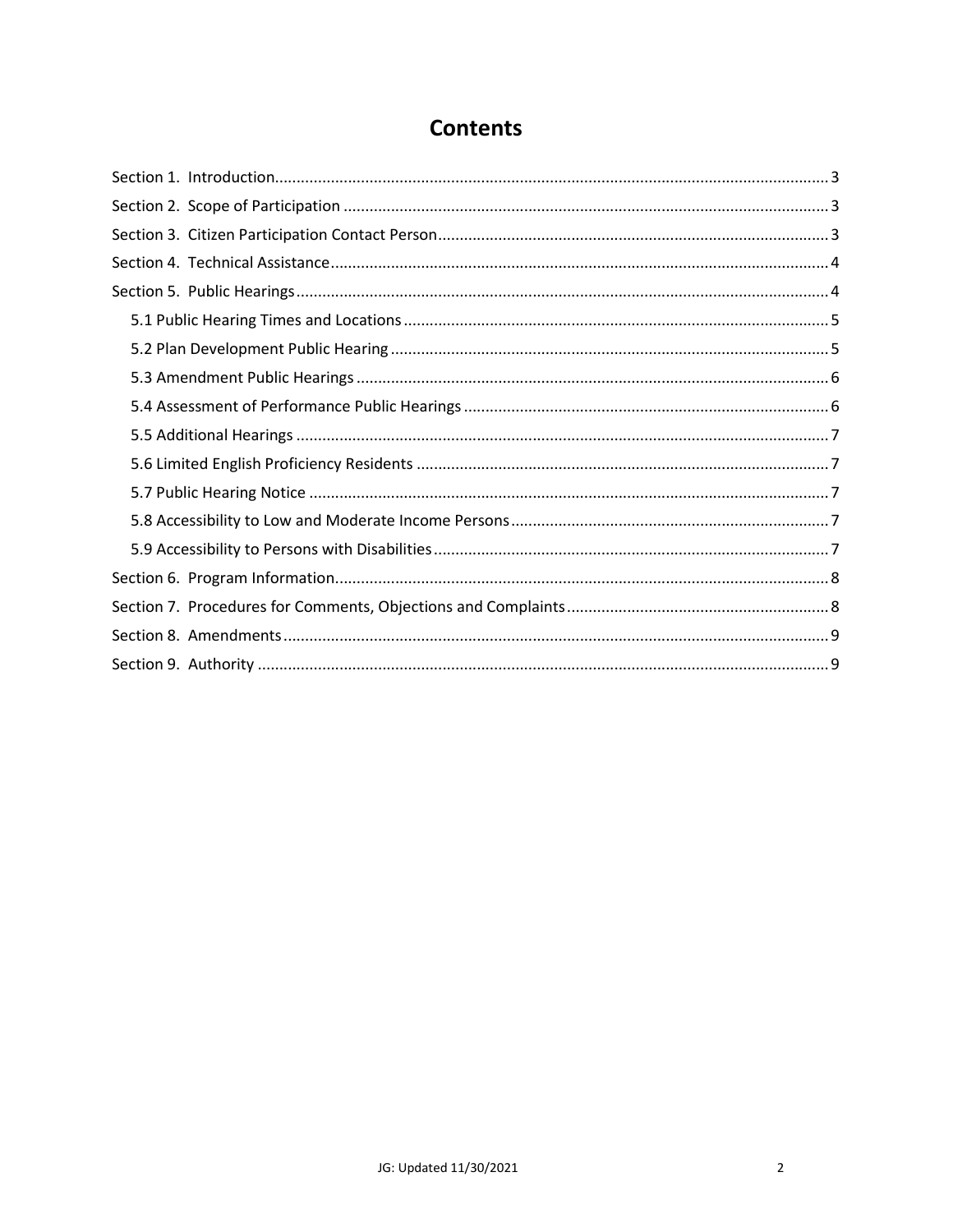# Contents

Section 1. Introduction ........ 3
Section 2. Scope of Participation ........ 3
Section 3. Citizen Participation Contact Person ........ 3
Section 4. Technical Assistance ........ 4
Section 5. Public Hearings ........ 4
- 5.1 Public Hearing Times and Locations ........ 5
- 5.2 Plan Development Public Hearing ........ 5
- 5.3 Amendment Public Hearings ........ 6
- 5.4 Assessment of Performance Public Hearings ........ 6
- 5.5 Additional Hearings ........ 7
- 5.6 Limited English Proficiency Residents ........ 7
- 5.7 Public Hearing Notice ........ 7
- 5.8 Accessibility to Low and Moderate Income Persons ........ 7
- 5.9 Accessibility to Persons with Disabilities ........ 7

Section 6. Program Information ........ 8
Section 7. Procedures for Comments, Objections and Complaints ........ 8
Section 8. Amendments ........ 9
Section 9. Authority ........ 9

JG: Updated 11/30/2021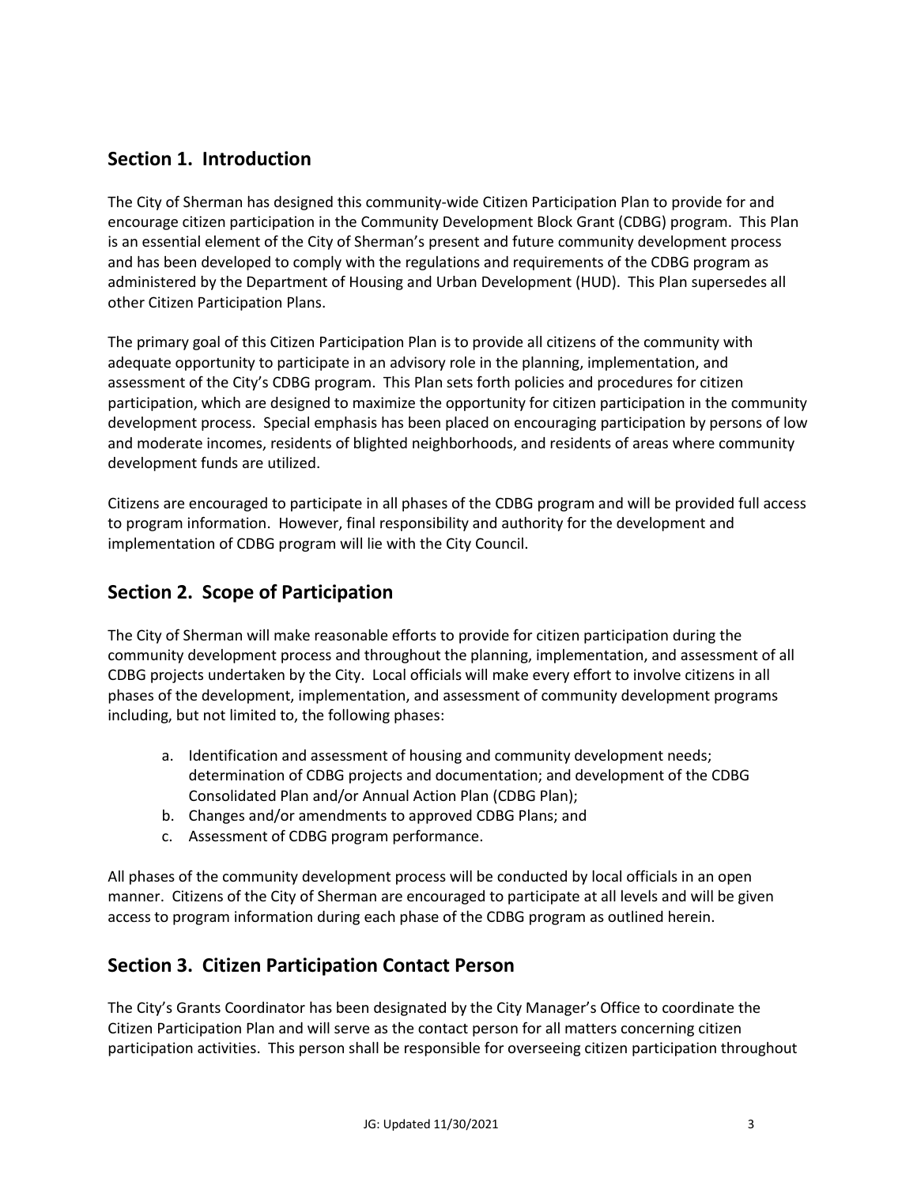## Section 1. Introduction

The City of Sherman has designed this community-wide Citizen Participation Plan to provide for and encourage citizen participation in the Community Development Block Grant (CDBG) program. This Plan is an essential element of the City of Sherman's present and future community development process and has been developed to comply with the regulations and requirements of the CDBG program as administered by the Department of Housing and Urban Development (HUD). This Plan supersedes all other Citizen Participation Plans.

The primary goal of this Citizen Participation Plan is to provide all citizens of the community with adequate opportunity to participate in an advisory role in the planning, implementation, and assessment of the City's CDBG program. This Plan sets forth policies and procedures for citizen participation, which are designed to maximize the opportunity for citizen participation in the community development process. Special emphasis has been placed on encouraging participation by persons of low and moderate incomes, residents of blighted neighborhoods, and residents of areas where community development funds are utilized.

Citizens are encouraged to participate in all phases of the CDBG program and will be provided full access to program information. However, final responsibility and authority for the development and implementation of CDBG program will lie with the City Council.

## Section 2. Scope of Participation

The City of Sherman will make reasonable efforts to provide for citizen participation during the community development process and throughout the planning, implementation, and assessment of all CDBG projects undertaken by the City. Local officials will make every effort to involve citizens in all phases of the development, implementation, and assessment of community development programs including, but not limited to, the following phases:

a. Identification and assessment of housing and community development needs; determination of CDBG projects and documentation; and development of the CDBG Consolidated Plan and/or Annual Action Plan (CDBG Plan);
b. Changes and/or amendments to approved CDBG Plans; and
c. Assessment of CDBG program performance.

All phases of the community development process will be conducted by local officials in an open manner. Citizens of the City of Sherman are encouraged to participate at all levels and will be given access to program information during each phase of the CDBG program as outlined herein.

## Section 3. Citizen Participation Contact Person

The City's Grants Coordinator has been designated by the City Manager's Office to coordinate the Citizen Participation Plan and will serve as the contact person for all matters concerning citizen participation activities. This person shall be responsible for overseeing citizen participation throughout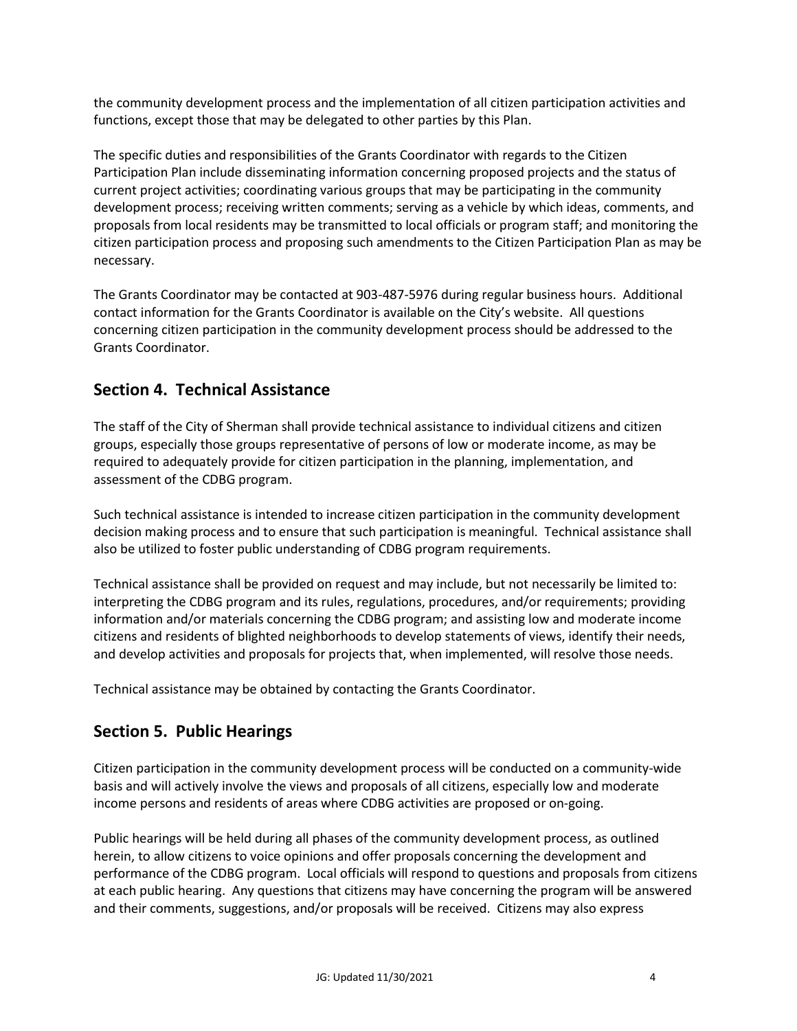the community development process and the implementation of all citizen participation activities and functions, except those that may be delegated to other parties by this Plan.

The specific duties and responsibilities of the Grants Coordinator with regards to the Citizen Participation Plan include disseminating information concerning proposed projects and the status of current project activities; coordinating various groups that may be participating in the community development process; receiving written comments; serving as a vehicle by which ideas, comments, and proposals from local residents may be transmitted to local officials or program staff; and monitoring the citizen participation process and proposing such amendments to the Citizen Participation Plan as may be necessary.

The Grants Coordinator may be contacted at 903-487-5976 during regular business hours. Additional contact information for the Grants Coordinator is available on the City's website. All questions concerning citizen participation in the community development process should be addressed to the Grants Coordinator.

## Section 4. Technical Assistance

The staff of the City of Sherman shall provide technical assistance to individual citizens and citizen groups, especially those groups representative of persons of low or moderate income, as may be required to adequately provide for citizen participation in the planning, implementation, and assessment of the CDBG program.

Such technical assistance is intended to increase citizen participation in the community development decision making process and to ensure that such participation is meaningful. Technical assistance shall also be utilized to foster public understanding of CDBG program requirements.

Technical assistance shall be provided on request and may include, but not necessarily be limited to: interpreting the CDBG program and its rules, regulations, procedures, and/or requirements; providing information and/or materials concerning the CDBG program; and assisting low and moderate income citizens and residents of blighted neighborhoods to develop statements of views, identify their needs, and develop activities and proposals for projects that, when implemented, will resolve those needs.

Technical assistance may be obtained by contacting the Grants Coordinator.

## Section 5. Public Hearings

Citizen participation in the community development process will be conducted on a community-wide basis and will actively involve the views and proposals of all citizens, especially low and moderate income persons and residents of areas where CDBG activities are proposed or on-going.

Public hearings will be held during all phases of the community development process, as outlined herein, to allow citizens to voice opinions and offer proposals concerning the development and performance of the CDBG program. Local officials will respond to questions and proposals from citizens at each public hearing. Any questions that citizens may have concerning the program will be answered and their comments, suggestions, and/or proposals will be received. Citizens may also express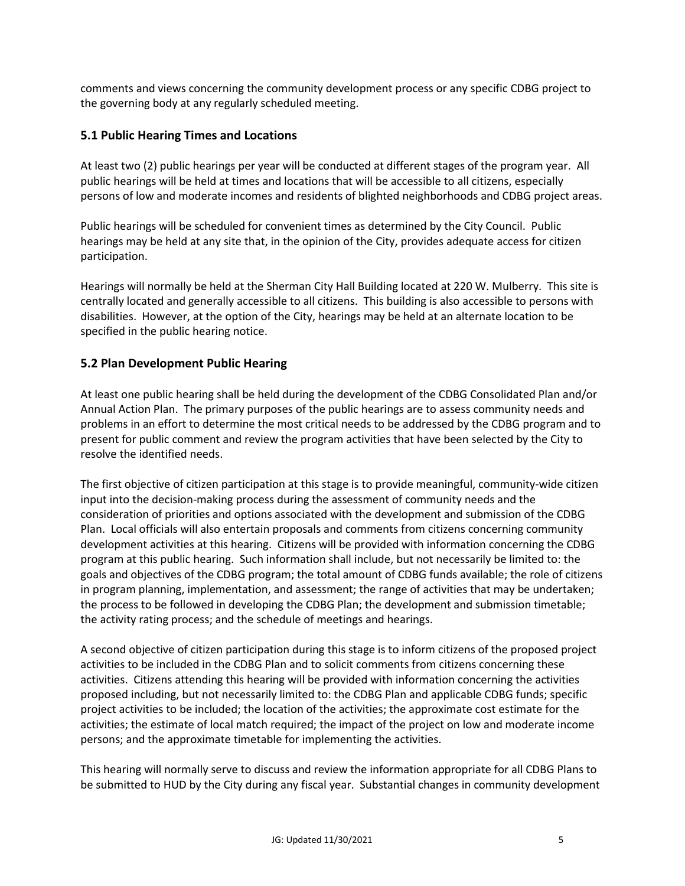comments and views concerning the community development process or any specific CDBG project to the governing body at any regularly scheduled meeting.

### 5.1 Public Hearing Times and Locations

At least two (2) public hearings per year will be conducted at different stages of the program year. All public hearings will be held at times and locations that will be accessible to all citizens, especially persons of low and moderate incomes and residents of blighted neighborhoods and CDBG project areas.

Public hearings will be scheduled for convenient times as determined by the City Council. Public hearings may be held at any site that, in the opinion of the City, provides adequate access for citizen participation.

Hearings will normally be held at the Sherman City Hall Building located at 220 W. Mulberry. This site is centrally located and generally accessible to all citizens. This building is also accessible to persons with disabilities. However, at the option of the City, hearings may be held at an alternate location to be specified in the public hearing notice.

### 5.2 Plan Development Public Hearing

At least one public hearing shall be held during the development of the CDBG Consolidated Plan and/or Annual Action Plan. The primary purposes of the public hearings are to assess community needs and problems in an effort to determine the most critical needs to be addressed by the CDBG program and to present for public comment and review the program activities that have been selected by the City to resolve the identified needs.

The first objective of citizen participation at this stage is to provide meaningful, community-wide citizen input into the decision-making process during the assessment of community needs and the consideration of priorities and options associated with the development and submission of the CDBG Plan. Local officials will also entertain proposals and comments from citizens concerning community development activities at this hearing. Citizens will be provided with information concerning the CDBG program at this public hearing. Such information shall include, but not necessarily be limited to: the goals and objectives of the CDBG program; the total amount of CDBG funds available; the role of citizens in program planning, implementation, and assessment; the range of activities that may be undertaken; the process to be followed in developing the CDBG Plan; the development and submission timetable; the activity rating process; and the schedule of meetings and hearings.

A second objective of citizen participation during this stage is to inform citizens of the proposed project activities to be included in the CDBG Plan and to solicit comments from citizens concerning these activities. Citizens attending this hearing will be provided with information concerning the activities proposed including, but not necessarily limited to: the CDBG Plan and applicable CDBG funds; specific project activities to be included; the location of the activities; the approximate cost estimate for the activities; the estimate of local match required; the impact of the project on low and moderate income persons; and the approximate timetable for implementing the activities.

This hearing will normally serve to discuss and review the information appropriate for all CDBG Plans to be submitted to HUD by the City during any fiscal year. Substantial changes in community development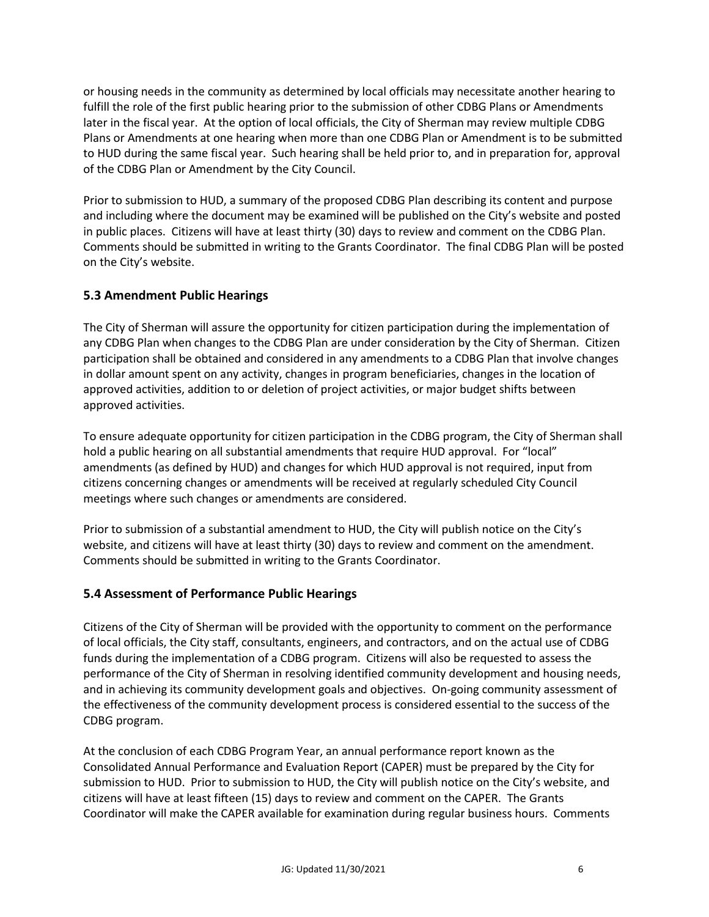or housing needs in the community as determined by local officials may necessitate another hearing to fulfill the role of the first public hearing prior to the submission of other CDBG Plans or Amendments later in the fiscal year. At the option of local officials, the City of Sherman may review multiple CDBG Plans or Amendments at one hearing when more than one CDBG Plan or Amendment is to be submitted to HUD during the same fiscal year. Such hearing shall be held prior to, and in preparation for, approval of the CDBG Plan or Amendment by the City Council.

Prior to submission to HUD, a summary of the proposed CDBG Plan describing its content and purpose and including where the document may be examined will be published on the City's website and posted in public places. Citizens will have at least thirty (30) days to review and comment on the CDBG Plan. Comments should be submitted in writing to the Grants Coordinator. The final CDBG Plan will be posted on the City's website.

### 5.3 Amendment Public Hearings

The City of Sherman will assure the opportunity for citizen participation during the implementation of any CDBG Plan when changes to the CDBG Plan are under consideration by the City of Sherman. Citizen participation shall be obtained and considered in any amendments to a CDBG Plan that involve changes in dollar amount spent on any activity, changes in program beneficiaries, changes in the location of approved activities, addition to or deletion of project activities, or major budget shifts between approved activities.

To ensure adequate opportunity for citizen participation in the CDBG program, the City of Sherman shall hold a public hearing on all substantial amendments that require HUD approval. For "local" amendments (as defined by HUD) and changes for which HUD approval is not required, input from citizens concerning changes or amendments will be received at regularly scheduled City Council meetings where such changes or amendments are considered.

Prior to submission of a substantial amendment to HUD, the City will publish notice on the City's website, and citizens will have at least thirty (30) days to review and comment on the amendment. Comments should be submitted in writing to the Grants Coordinator.

### 5.4 Assessment of Performance Public Hearings

Citizens of the City of Sherman will be provided with the opportunity to comment on the performance of local officials, the City staff, consultants, engineers, and contractors, and on the actual use of CDBG funds during the implementation of a CDBG program. Citizens will also be requested to assess the performance of the City of Sherman in resolving identified community development and housing needs, and in achieving its community development goals and objectives. On-going community assessment of the effectiveness of the community development process is considered essential to the success of the CDBG program.

At the conclusion of each CDBG Program Year, an annual performance report known as the Consolidated Annual Performance and Evaluation Report (CAPER) must be prepared by the City for submission to HUD. Prior to submission to HUD, the City will publish notice on the City's website, and citizens will have at least fifteen (15) days to review and comment on the CAPER. The Grants Coordinator will make the CAPER available for examination during regular business hours. Comments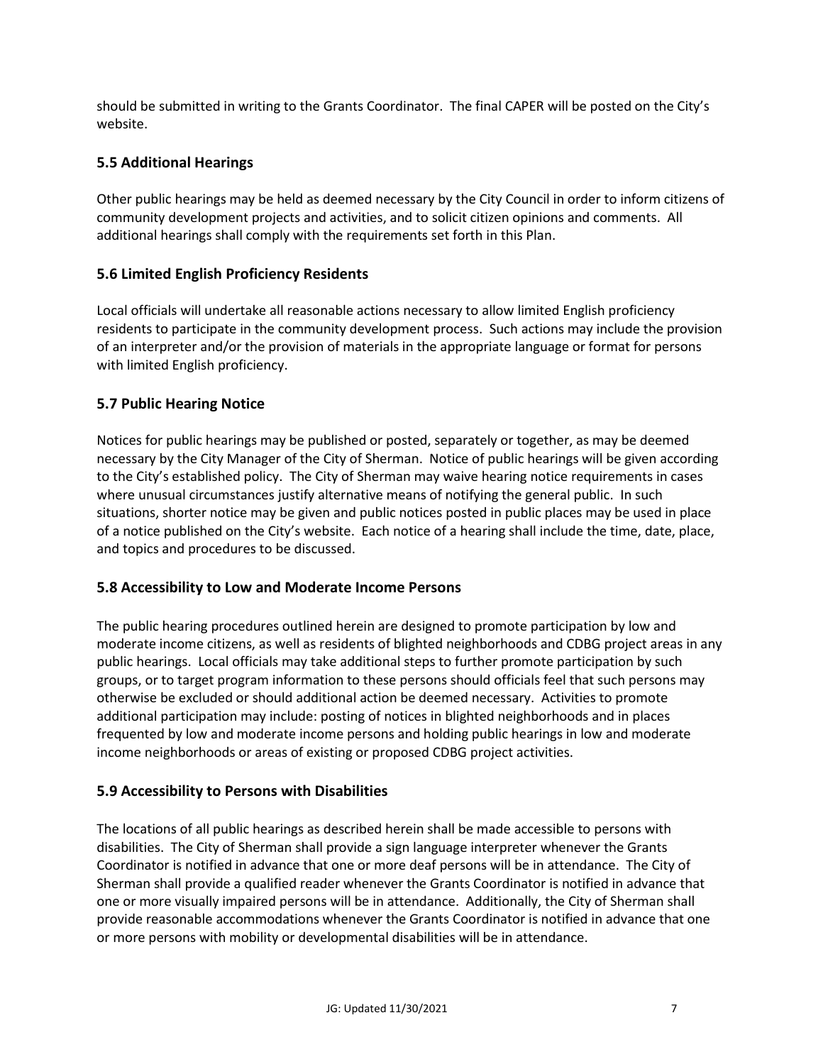should be submitted in writing to the Grants Coordinator. The final CAPER will be posted on the City's website.

### 5.5 Additional Hearings

Other public hearings may be held as deemed necessary by the City Council in order to inform citizens of community development projects and activities, and to solicit citizen opinions and comments. All additional hearings shall comply with the requirements set forth in this Plan.

### 5.6 Limited English Proficiency Residents

Local officials will undertake all reasonable actions necessary to allow limited English proficiency residents to participate in the community development process. Such actions may include the provision of an interpreter and/or the provision of materials in the appropriate language or format for persons with limited English proficiency.

### 5.7 Public Hearing Notice

Notices for public hearings may be published or posted, separately or together, as may be deemed necessary by the City Manager of the City of Sherman. Notice of public hearings will be given according to the City's established policy. The City of Sherman may waive hearing notice requirements in cases where unusual circumstances justify alternative means of notifying the general public. In such situations, shorter notice may be given and public notices posted in public places may be used in place of a notice published on the City's website. Each notice of a hearing shall include the time, date, place, and topics and procedures to be discussed.

### 5.8 Accessibility to Low and Moderate Income Persons

The public hearing procedures outlined herein are designed to promote participation by low and moderate income citizens, as well as residents of blighted neighborhoods and CDBG project areas in any public hearings. Local officials may take additional steps to further promote participation by such groups, or to target program information to these persons should officials feel that such persons may otherwise be excluded or should additional action be deemed necessary. Activities to promote additional participation may include: posting of notices in blighted neighborhoods and in places frequented by low and moderate income persons and holding public hearings in low and moderate income neighborhoods or areas of existing or proposed CDBG project activities.

### 5.9 Accessibility to Persons with Disabilities

The locations of all public hearings as described herein shall be made accessible to persons with disabilities. The City of Sherman shall provide a sign language interpreter whenever the Grants Coordinator is notified in advance that one or more deaf persons will be in attendance. The City of Sherman shall provide a qualified reader whenever the Grants Coordinator is notified in advance that one or more visually impaired persons will be in attendance. Additionally, the City of Sherman shall provide reasonable accommodations whenever the Grants Coordinator is notified in advance that one or more persons with mobility or developmental disabilities will be in attendance.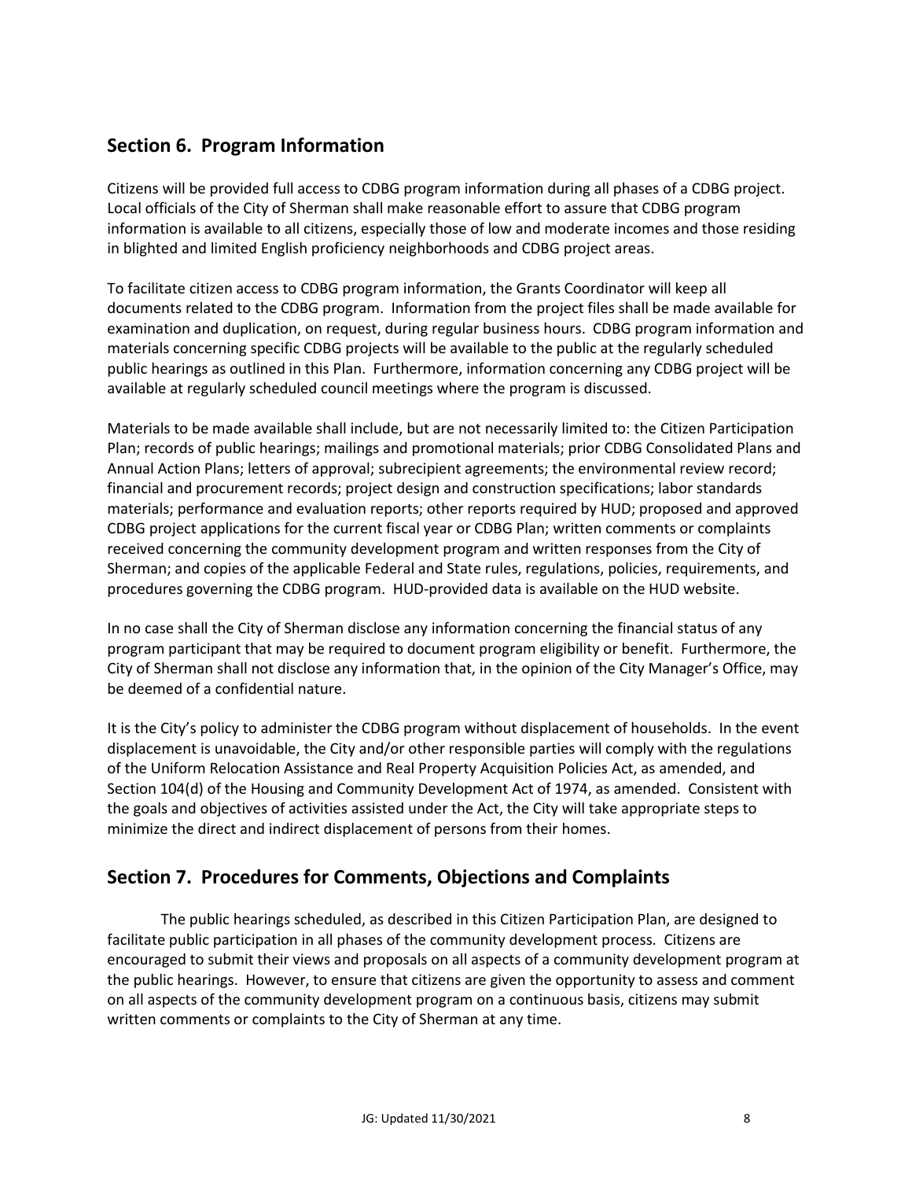## Section 6. Program Information

Citizens will be provided full access to CDBG program information during all phases of a CDBG project. Local officials of the City of Sherman shall make reasonable effort to assure that CDBG program information is available to all citizens, especially those of low and moderate incomes and those residing in blighted and limited English proficiency neighborhoods and CDBG project areas.

To facilitate citizen access to CDBG program information, the Grants Coordinator will keep all documents related to the CDBG program. Information from the project files shall be made available for examination and duplication, on request, during regular business hours. CDBG program information and materials concerning specific CDBG projects will be available to the public at the regularly scheduled public hearings as outlined in this Plan. Furthermore, information concerning any CDBG project will be available at regularly scheduled council meetings where the program is discussed.

Materials to be made available shall include, but are not necessarily limited to: the Citizen Participation Plan; records of public hearings; mailings and promotional materials; prior CDBG Consolidated Plans and Annual Action Plans; letters of approval; subrecipient agreements; the environmental review record; financial and procurement records; project design and construction specifications; labor standards materials; performance and evaluation reports; other reports required by HUD; proposed and approved CDBG project applications for the current fiscal year or CDBG Plan; written comments or complaints received concerning the community development program and written responses from the City of Sherman; and copies of the applicable Federal and State rules, regulations, policies, requirements, and procedures governing the CDBG program. HUD-provided data is available on the HUD website.

In no case shall the City of Sherman disclose any information concerning the financial status of any program participant that may be required to document program eligibility or benefit. Furthermore, the City of Sherman shall not disclose any information that, in the opinion of the City Manager's Office, may be deemed of a confidential nature.

It is the City's policy to administer the CDBG program without displacement of households. In the event displacement is unavoidable, the City and/or other responsible parties will comply with the regulations of the Uniform Relocation Assistance and Real Property Acquisition Policies Act, as amended, and Section 104(d) of the Housing and Community Development Act of 1974, as amended. Consistent with the goals and objectives of activities assisted under the Act, the City will take appropriate steps to minimize the direct and indirect displacement of persons from their homes.

## Section 7. Procedures for Comments, Objections and Complaints

The public hearings scheduled, as described in this Citizen Participation Plan, are designed to facilitate public participation in all phases of the community development process. Citizens are encouraged to submit their views and proposals on all aspects of a community development program at the public hearings. However, to ensure that citizens are given the opportunity to assess and comment on all aspects of the community development program on a continuous basis, citizens may submit written comments or complaints to the City of Sherman at any time.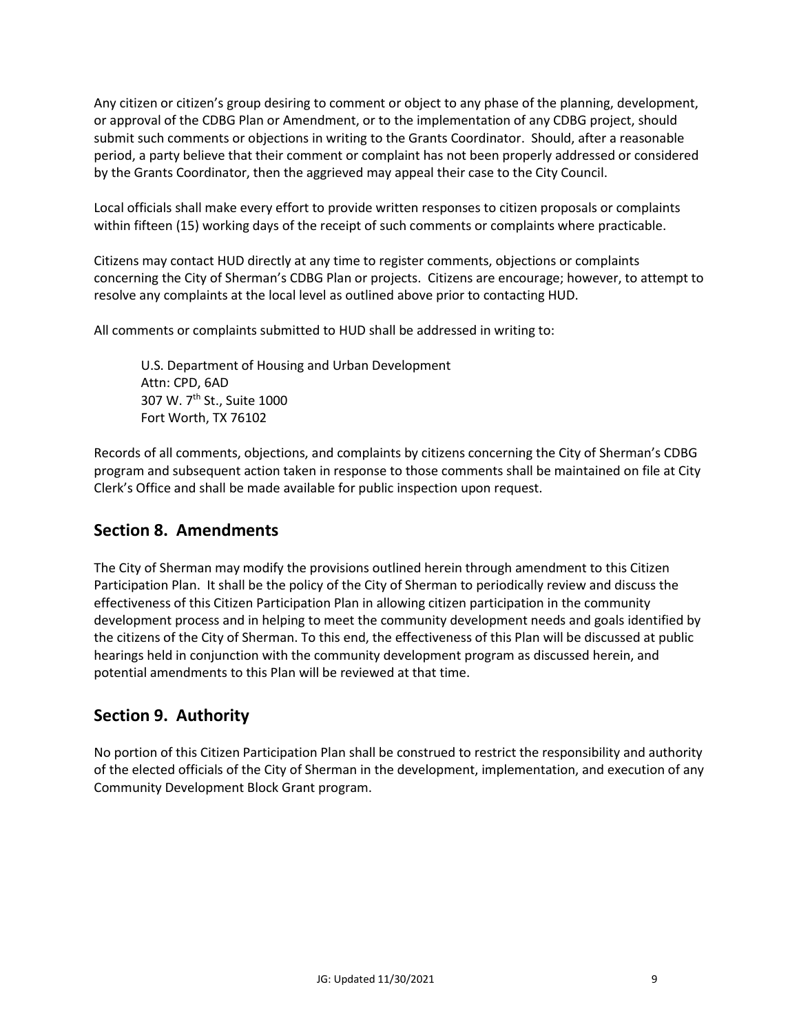Any citizen or citizen's group desiring to comment or object to any phase of the planning, development, or approval of the CDBG Plan or Amendment, or to the implementation of any CDBG project, should submit such comments or objections in writing to the Grants Coordinator. Should, after a reasonable period, a party believe that their comment or complaint has not been properly addressed or considered by the Grants Coordinator, then the aggrieved may appeal their case to the City Council.

Local officials shall make every effort to provide written responses to citizen proposals or complaints within fifteen (15) working days of the receipt of such comments or complaints where practicable.

Citizens may contact HUD directly at any time to register comments, objections or complaints concerning the City of Sherman's CDBG Plan or projects. Citizens are encourage; however, to attempt to resolve any complaints at the local level as outlined above prior to contacting HUD.

All comments or complaints submitted to HUD shall be addressed in writing to:

U.S. Department of Housing and Urban Development
Attn: CPD, 6AD
307 W. 7th St., Suite 1000
Fort Worth, TX 76102

Records of all comments, objections, and complaints by citizens concerning the City of Sherman's CDBG program and subsequent action taken in response to those comments shall be maintained on file at City Clerk's Office and shall be made available for public inspection upon request.

## Section 8. Amendments

The City of Sherman may modify the provisions outlined herein through amendment to this Citizen Participation Plan. It shall be the policy of the City of Sherman to periodically review and discuss the effectiveness of this Citizen Participation Plan in allowing citizen participation in the community development process and in helping to meet the community development needs and goals identified by the citizens of the City of Sherman. To this end, the effectiveness of this Plan will be discussed at public hearings held in conjunction with the community development program as discussed herein, and potential amendments to this Plan will be reviewed at that time.

## Section 9. Authority

No portion of this Citizen Participation Plan shall be construed to restrict the responsibility and authority of the elected officials of the City of Sherman in the development, implementation, and execution of any Community Development Block Grant program.